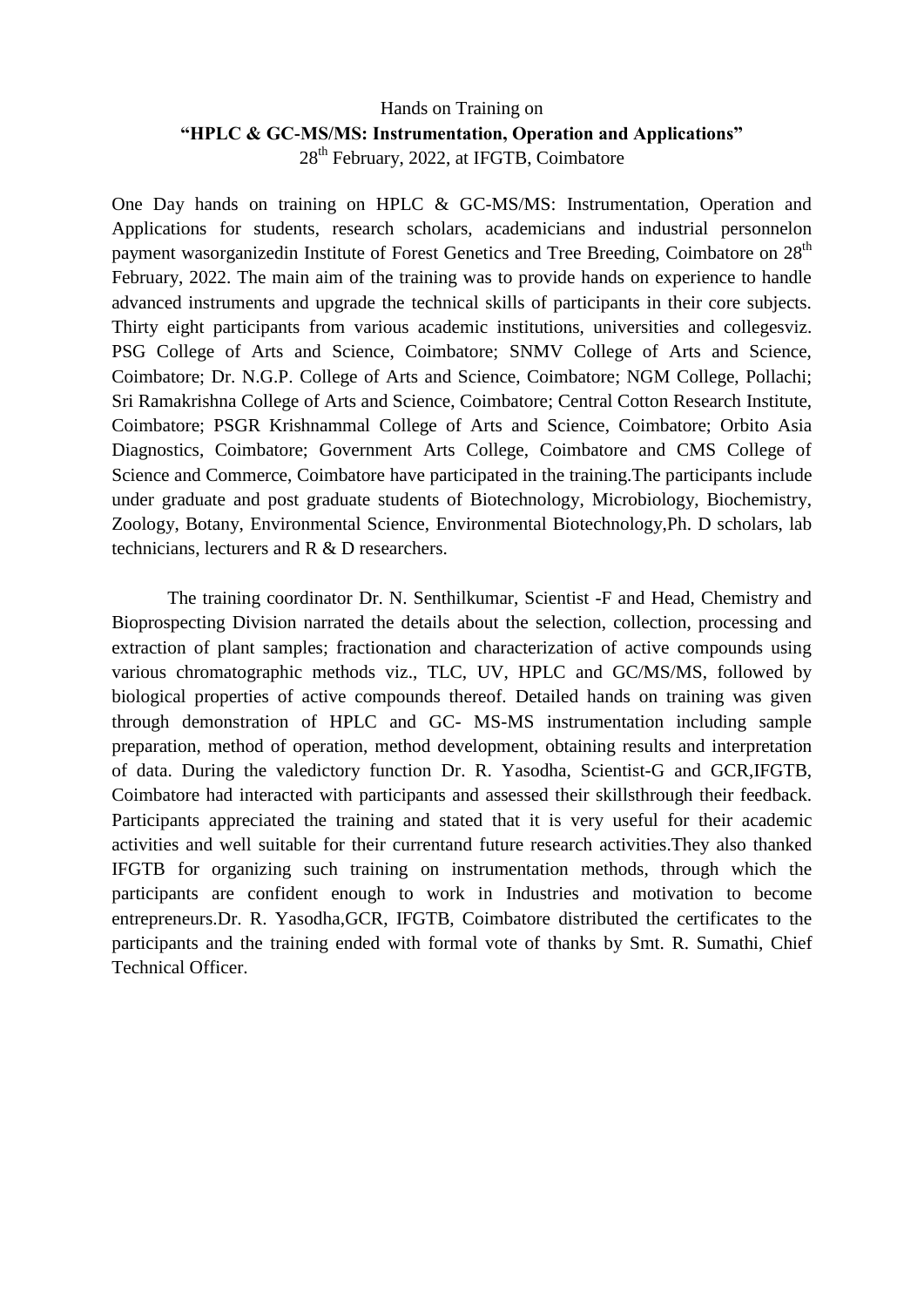Hands on Training on

**"HPLC & GC-MS/MS: Instrumentation, Operation and Applications"**

28th February, 2022, at IFGTB, Coimbatore

One Day hands on training on HPLC & GC-MS/MS: Instrumentation, Operation and Applications for students, research scholars, academicians and industrial personnelon payment wasorganizedin Institute of Forest Genetics and Tree Breeding, Coimbatore on 28th February, 2022. The main aim of the training was to provide hands on experience to handle advanced instruments and upgrade the technical skills of participants in their core subjects. Thirty eight participants from various academic institutions, universities and collegesviz. PSG College of Arts and Science, Coimbatore; SNMV College of Arts and Science, Coimbatore; Dr. N.G.P. College of Arts and Science, Coimbatore; NGM College, Pollachi; Sri Ramakrishna College of Arts and Science, Coimbatore; Central Cotton Research Institute, Coimbatore; PSGR Krishnammal College of Arts and Science, Coimbatore; Orbito Asia Diagnostics, Coimbatore; Government Arts College, Coimbatore and CMS College of Science and Commerce, Coimbatore have participated in the training.The participants include under graduate and post graduate students of Biotechnology, Microbiology, Biochemistry, Zoology, Botany, Environmental Science, Environmental Biotechnology,Ph. D scholars, lab technicians, lecturers and R & D researchers.

The training coordinator Dr. N. Senthilkumar, Scientist -F and Head, Chemistry and Bioprospecting Division narrated the details about the selection, collection, processing and extraction of plant samples; fractionation and characterization of active compounds using various chromatographic methods viz., TLC, UV, HPLC and GC/MS/MS, followed by biological properties of active compounds thereof. Detailed hands on training was given through demonstration of HPLC and GC- MS-MS instrumentation including sample preparation, method of operation, method development, obtaining results and interpretation of data. During the valedictory function Dr. R. Yasodha, Scientist-G and GCR,IFGTB, Coimbatore had interacted with participants and assessed their skillsthrough their feedback. Participants appreciated the training and stated that it is very useful for their academic activities and well suitable for their currentand future research activities.They also thanked IFGTB for organizing such training on instrumentation methods, through which the participants are confident enough to work in Industries and motivation to become entrepreneurs.Dr. R. Yasodha,GCR, IFGTB, Coimbatore distributed the certificates to the participants and the training ended with formal vote of thanks by Smt. R. Sumathi, Chief Technical Officer.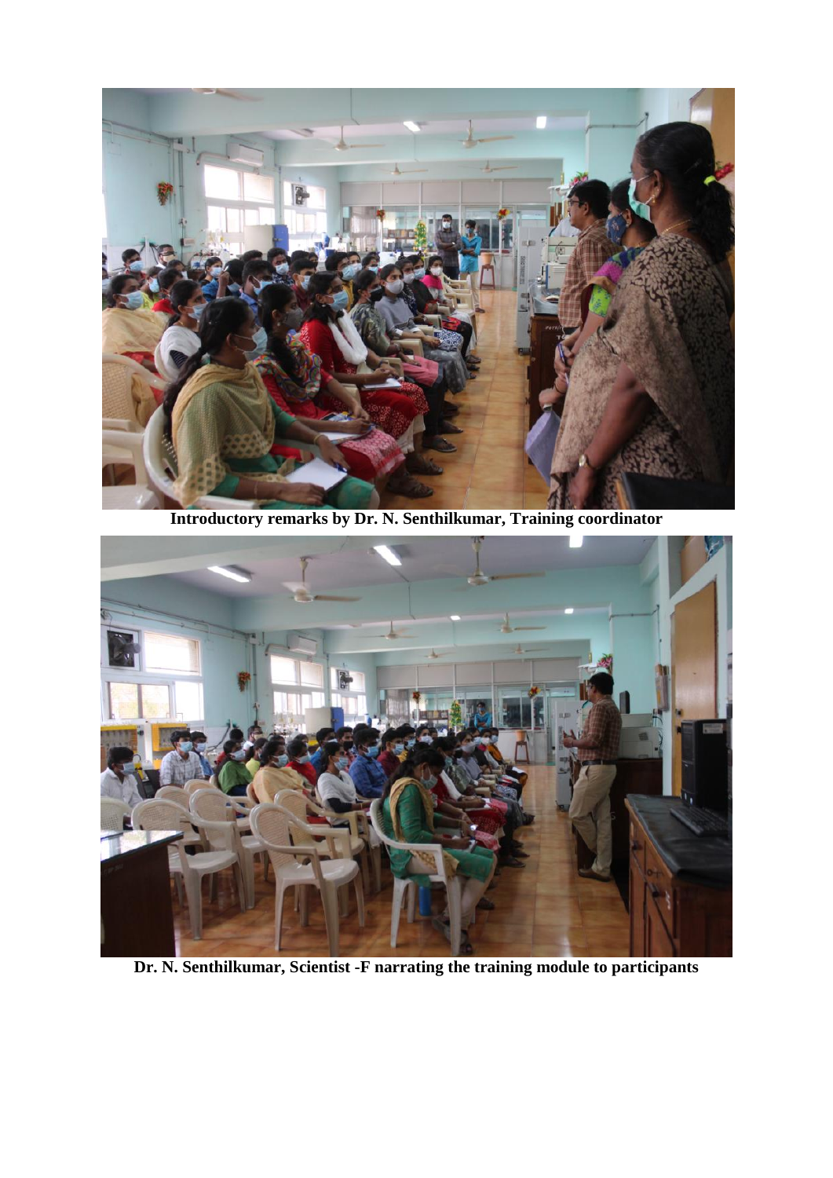**Introductory remarks by Dr. N. Senthilkumar, Training coordinator**

**Dr. N. Senthilkumar, Scientist -F narrating the training module to participants**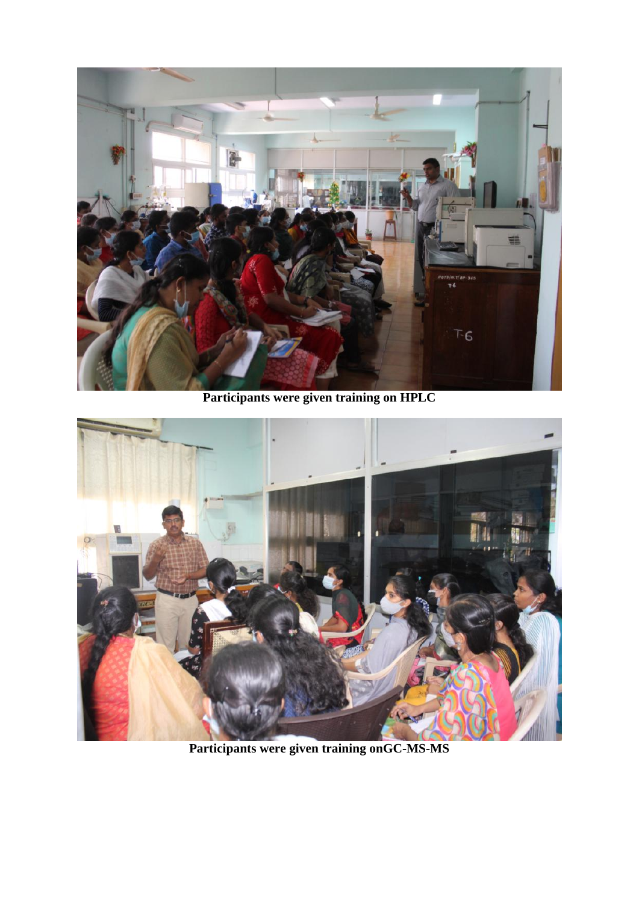**Participants were given training on HPLC**

**Participants were given training onGC-MS-MS**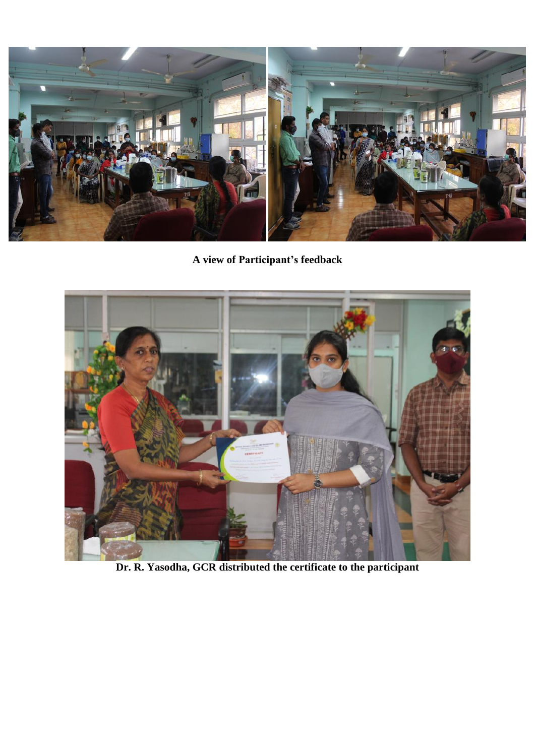**A view of Participant's feedback**

**Dr. R. Yasodha, GCR distributed the certificate to the participant**